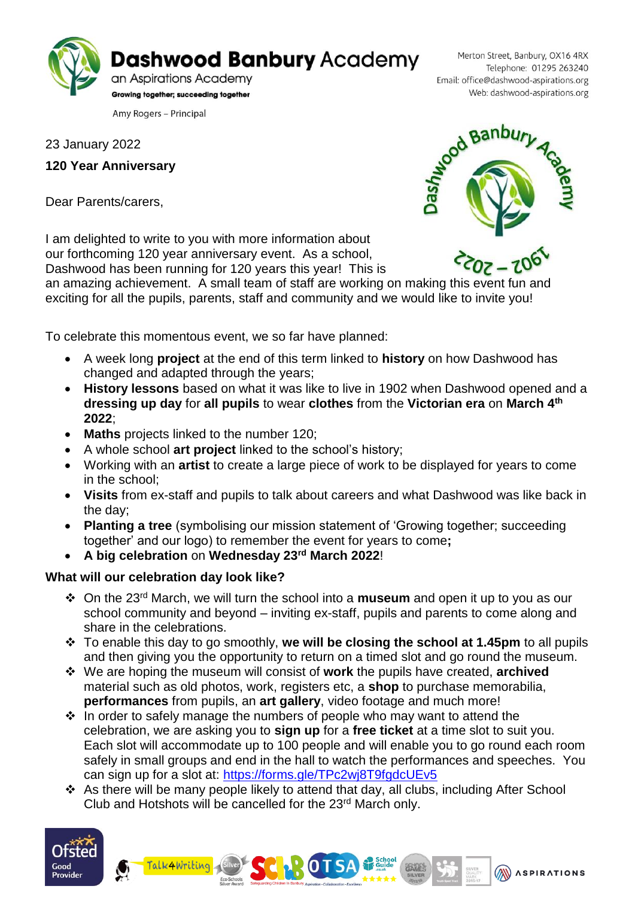**Dashwood Banbury Academy**
an Aspirations Academy
**Growing together; succeeding together**

Amy Rogers – Principal

Merton Street, Banbury, OX16 4RX
Telephone: 01295 263240
Email: office@dashwood-aspirations.org
Web: dashwood-aspirations.org

23 January 2022

**120 Year Anniversary**

Dear Parents/carers,

I am delighted to write to you with more information about our forthcoming 120 year anniversary event. As a school, Dashwood has been running for 120 years this year! This is an amazing achievement. A small team of staff are working on making this event fun and exciting for all the pupils, parents, staff and community and we would like to invite you!

To celebrate this momentous event, we so far have planned:

- A week long **project** at the end of this term linked to **history** on how Dashwood has changed and adapted through the years;
- **History lessons** based on what it was like to live in 1902 when Dashwood opened and a **dressing up day** for **all pupils** to wear **clothes** from the **Victorian era** on **March 4th 2022**;
- **Maths** projects linked to the number 120;
- A whole school **art project** linked to the school's history;
- Working with an **artist** to create a large piece of work to be displayed for years to come in the school;
- **Visits** from ex-staff and pupils to talk about careers and what Dashwood was like back in the day;
- **Planting a tree** (symbolising our mission statement of 'Growing together; succeeding together' and our logo) to remember the event for years to come**;**
- **A big celebration** on **Wednesday 23rd March 2022**!

**What will our celebration day look like?**

- On the 23rd March, we will turn the school into a **museum** and open it up to you as our school community and beyond – inviting ex-staff, pupils and parents to come along and share in the celebrations.
- To enable this day to go smoothly, **we will be closing the school at 1.45pm** to all pupils and then giving you the opportunity to return on a timed slot and go round the museum.
- We are hoping the museum will consist of **work** the pupils have created, **archived** material such as old photos, work, registers etc, a **shop** to purchase memorabilia, **performances** from pupils, an **art gallery**, video footage and much more!
- In order to safely manage the numbers of people who may want to attend the celebration, we are asking you to **sign up** for a **free ticket** at a time slot to suit you. Each slot will accommodate up to 100 people and will enable you to go round each room safely in small groups and end in the hall to watch the performances and speeches. You can sign up for a slot at: https://forms.gle/TPc2wj8T9fgdcUEv5
- As there will be many people likely to attend that day, all clubs, including After School Club and Hotshots will be cancelled for the 23rd March only.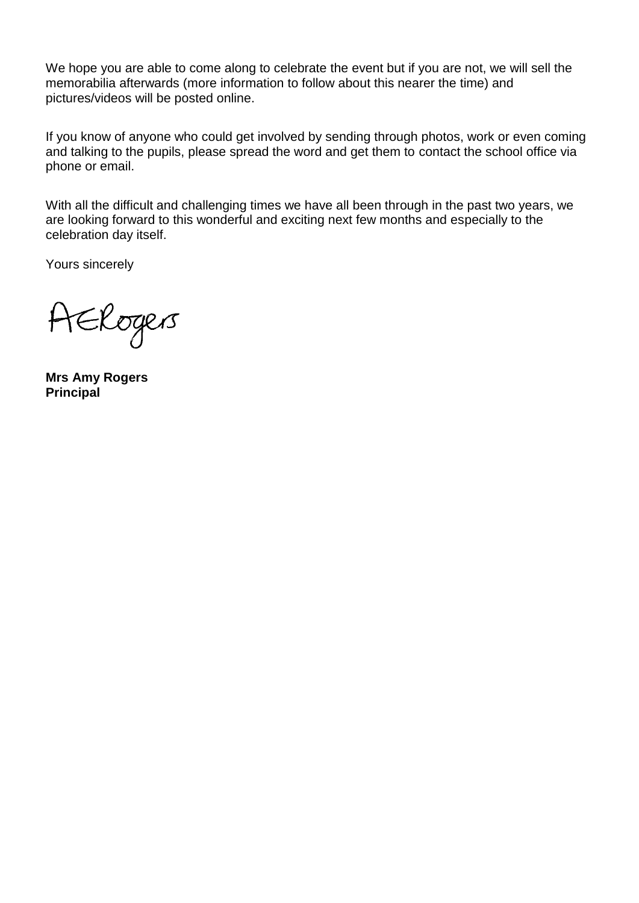We hope you are able to come along to celebrate the event but if you are not, we will sell the memorabilia afterwards (more information to follow about this nearer the time) and pictures/videos will be posted online.

If you know of anyone who could get involved by sending through photos, work or even coming and talking to the pupils, please spread the word and get them to contact the school office via phone or email.

With all the difficult and challenging times we have all been through in the past two years, we are looking forward to this wonderful and exciting next few months and especially to the celebration day itself.

Yours sincerely

AERogers

**Mrs Amy Rogers**
**Principal**